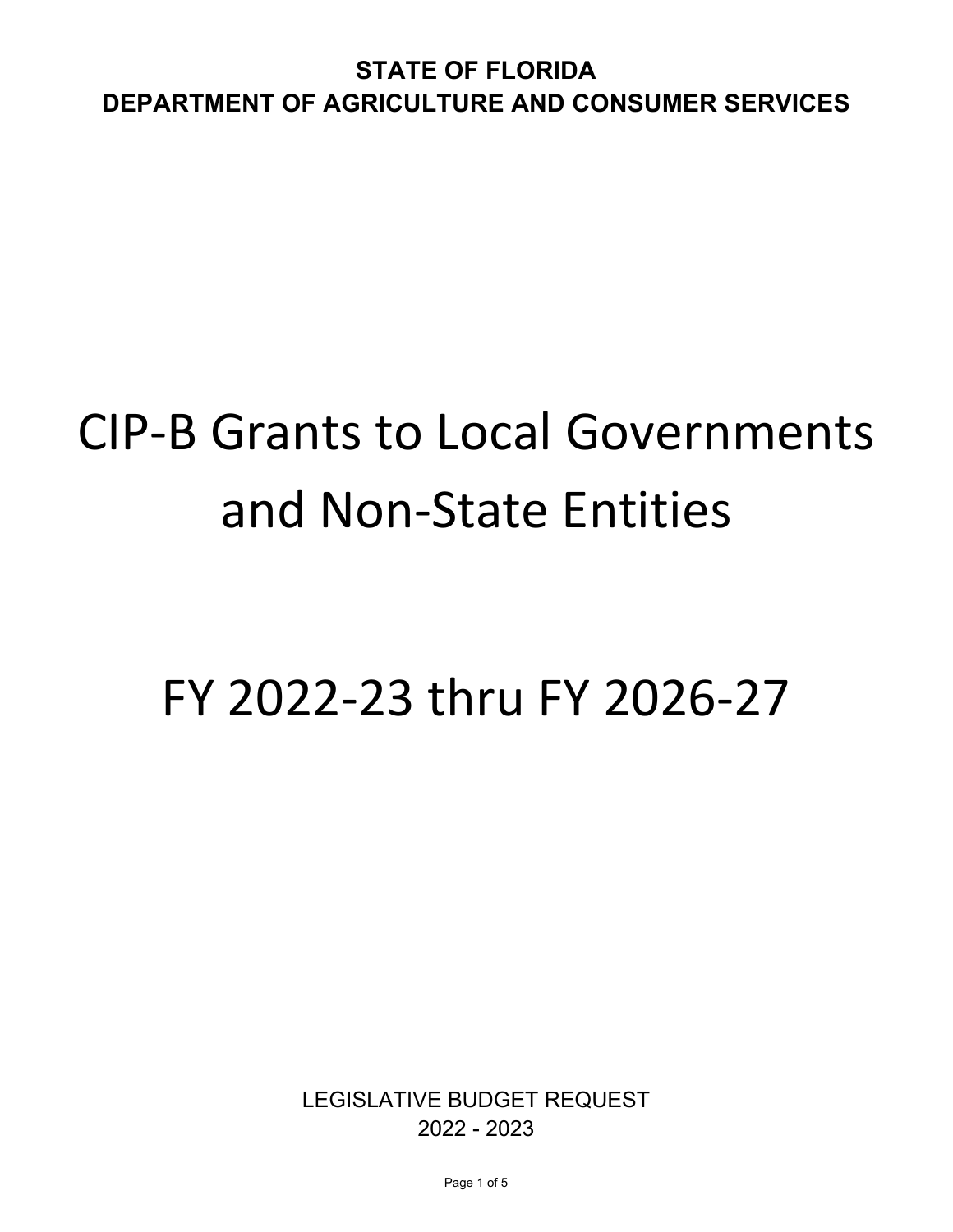**STATE OF FLORIDA**
**DEPARTMENT OF AGRICULTURE AND CONSUMER SERVICES**

# CIP-B Grants to Local Governments and Non-State Entities

# FY 2022-23 thru FY 2026-27

LEGISLATIVE BUDGET REQUEST
2022 - 2023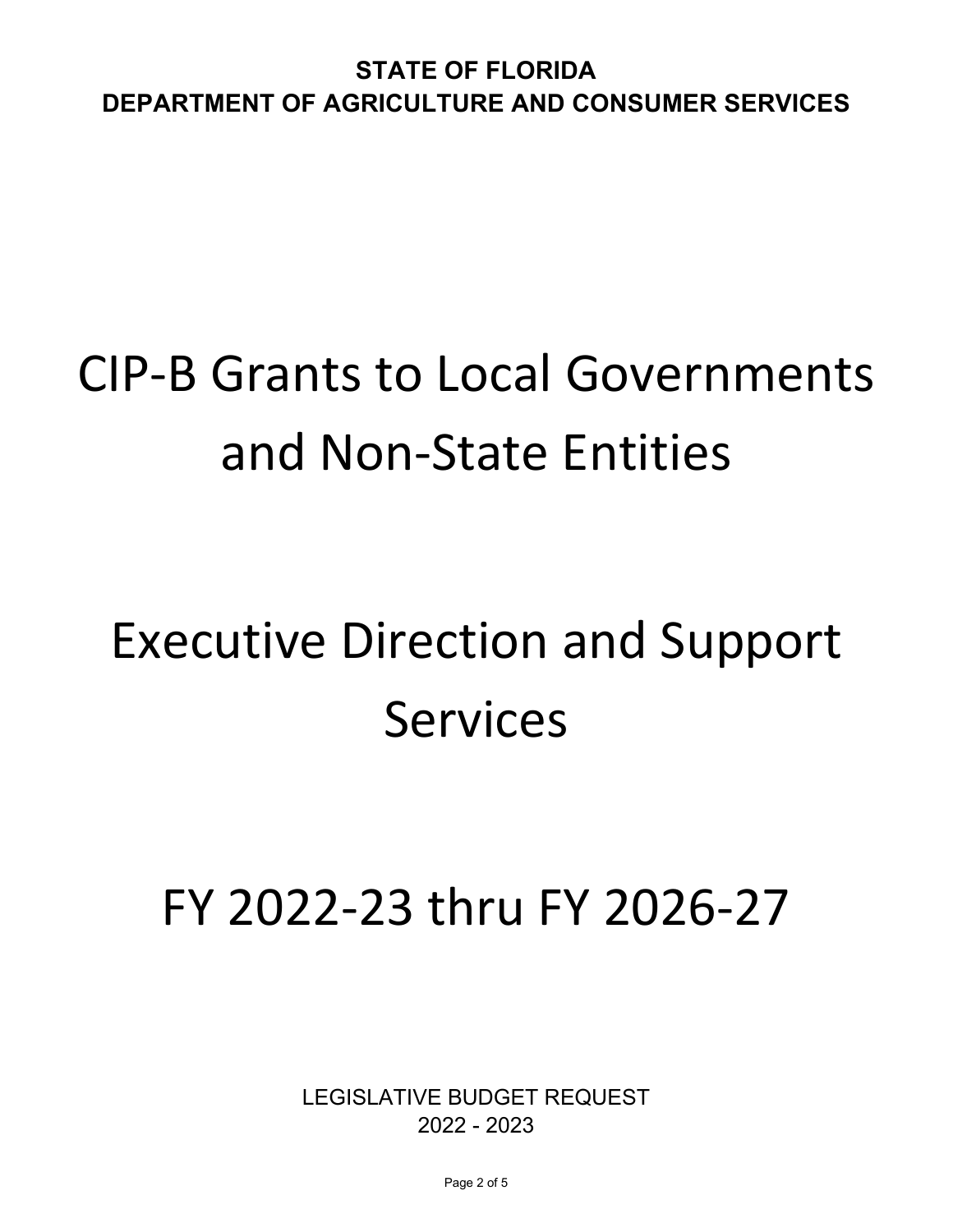**STATE OF FLORIDA**
**DEPARTMENT OF AGRICULTURE AND CONSUMER SERVICES**

# CIP-B Grants to Local Governments and Non-State Entities

# Executive Direction and Support Services

# FY 2022-23 thru FY 2026-27

LEGISLATIVE BUDGET REQUEST
2022 - 2023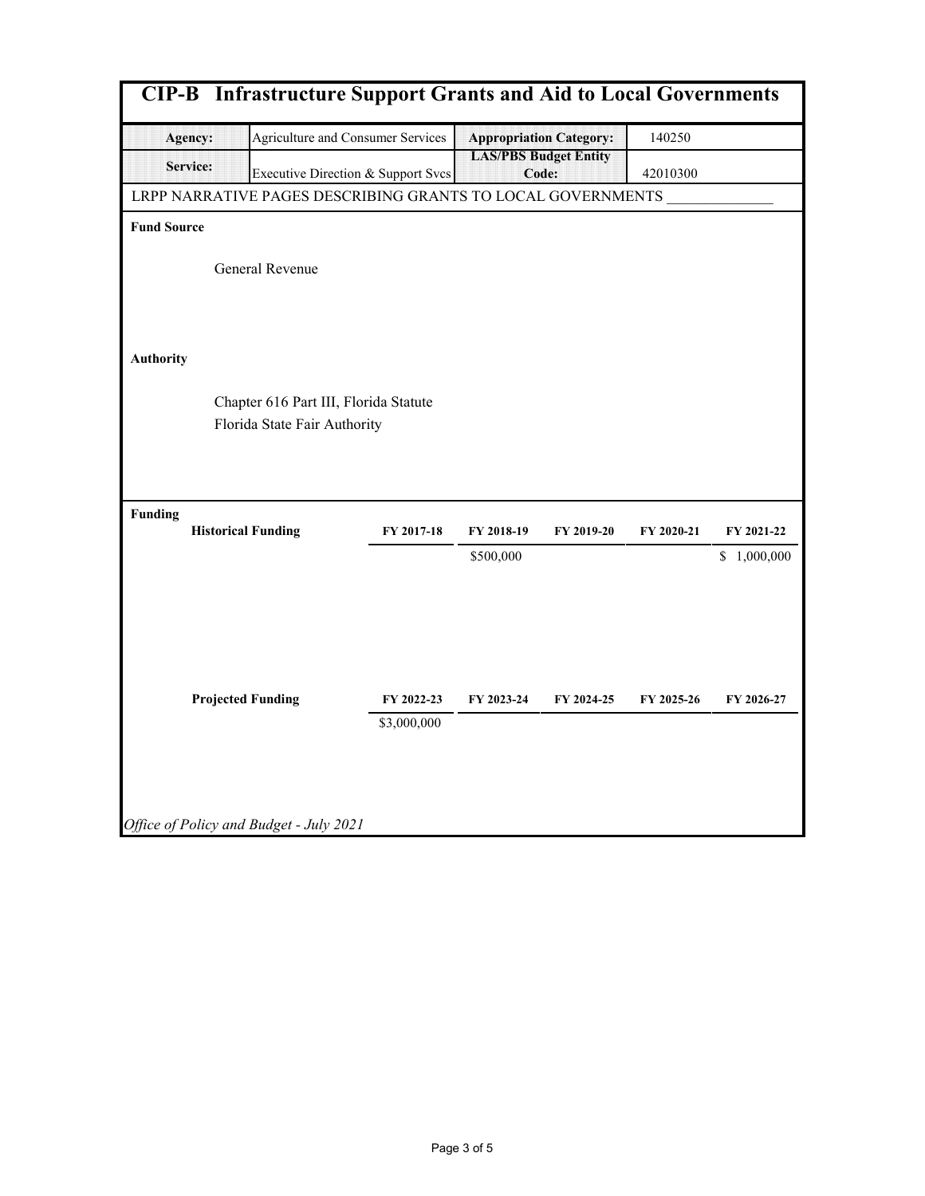# CIP-B Infrastructure Support Grants and Aid to Local Governments

| Agency: | Agriculture and Consumer Services | Appropriation Category: | 140250 |
|---|---|---|---|
| Service: | Executive Direction & Support Svcs | LAS/PBS Budget Entity Code: | 42010300 |

LRPP NARRATIVE PAGES DESCRIBING GRANTS TO LOCAL GOVERNMENTS ______________

**Fund Source**

General Revenue

**Authority**

Chapter 616 Part III, Florida Statute
Florida State Fair Authority

**Funding**

| Historical Funding | FY 2017-18 | FY 2018-19 | FY 2019-20 | FY 2020-21 | FY 2021-22 |
|---|---|---|---|---|---|
| | | $500,000 | | | $ 1,000,000 |

| Projected Funding | FY 2022-23 | FY 2023-24 | FY 2024-25 | FY 2025-26 | FY 2026-27 |
|---|---|---|---|---|---|
| | $3,000,000 | | | | |

*Office of Policy and Budget - July 2021*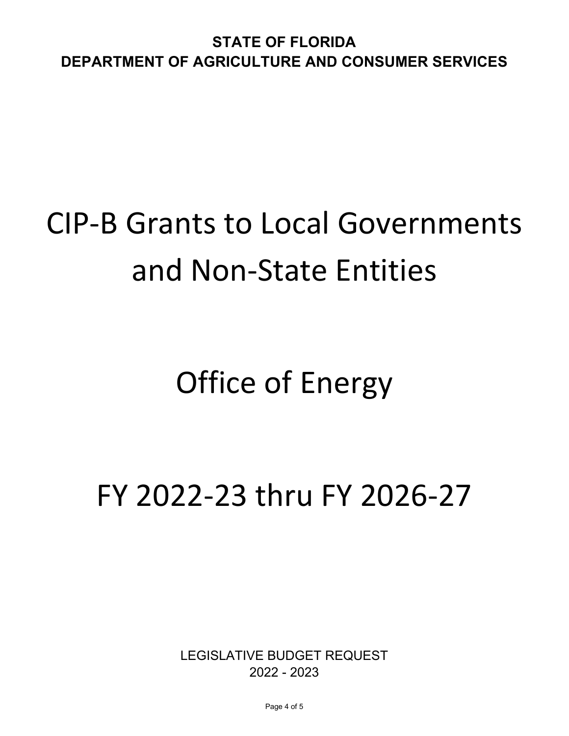**STATE OF FLORIDA**
**DEPARTMENT OF AGRICULTURE AND CONSUMER SERVICES**

# CIP-B Grants to Local Governments and Non-State Entities

# Office of Energy

# FY 2022-23 thru FY 2026-27

LEGISLATIVE BUDGET REQUEST
2022 - 2023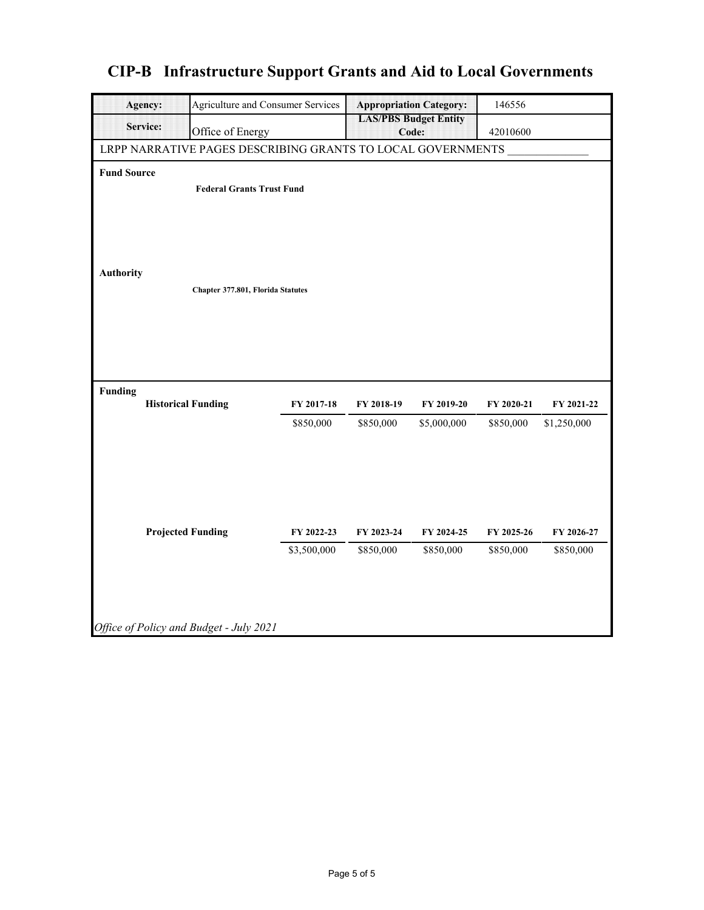# CIP-B Infrastructure Support Grants and Aid to Local Governments

| | | | |
|---|---|---|---|
| **Agency:** | Agriculture and Consumer Services | **Appropriation Category:** | 146556 |
| **Service:** | Office of Energy | **LAS/PBS Budget Entity Code:** | 42010600 |

LRPP NARRATIVE PAGES DESCRIBING GRANTS TO LOCAL GOVERNMENTS ______________

**Fund Source**

**Federal Grants Trust Fund**

**Authority**

**Chapter 377.801, Florida Statutes**

**Funding**

| Historical Funding | FY 2017-18 | FY 2018-19 | FY 2019-20 | FY 2020-21 | FY 2021-22 |
|---|---|---|---|---|---|
| | $850,000 | $850,000 | $5,000,000 | $850,000 | $1,250,000 |

| Projected Funding | FY 2022-23 | FY 2023-24 | FY 2024-25 | FY 2025-26 | FY 2026-27 |
|---|---|---|---|---|---|
| | $3,500,000 | $850,000 | $850,000 | $850,000 | $850,000 |

*Office of Policy and Budget - July 2021*